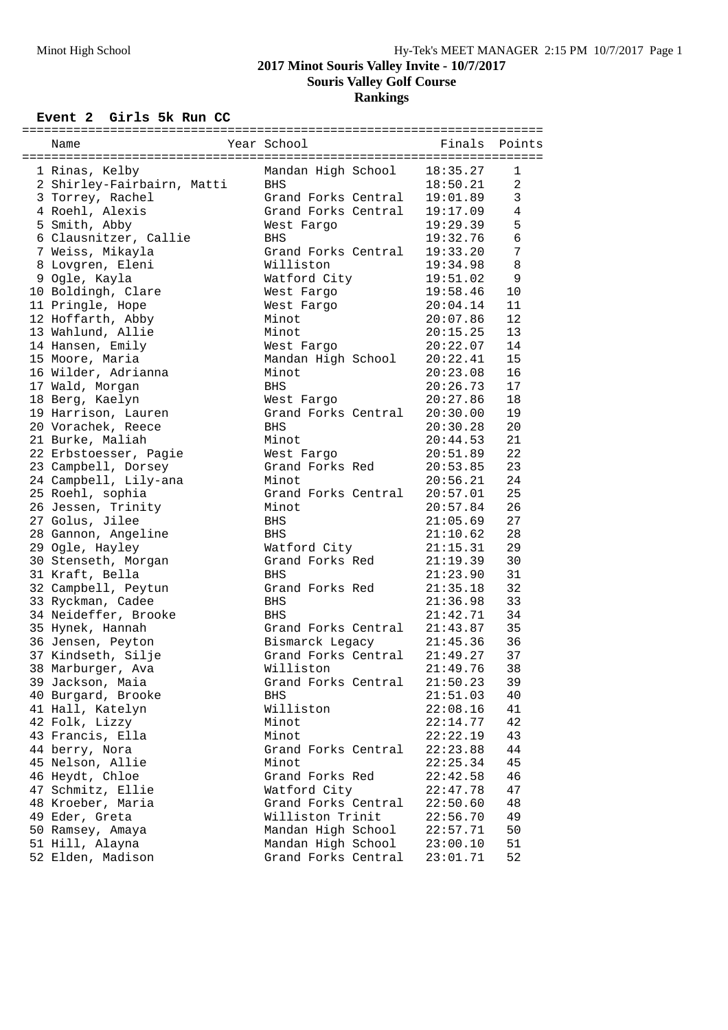# 2017 Minot Souris Valley Invite - 10/7/2017

## Souris Valley Golf Course

## Rankings

### Event 2 Girls 5k Run CC

| | Name | Year | School | Finals | Points |
|---|---|---|---|---|---|
| 1 | Rinas, Kelby | | Mandan High School | 18:35.27 | 1 |
| 2 | Shirley-Fairbairn, Matti | | BHS | 18:50.21 | 2 |
| 3 | Torrey, Rachel | | Grand Forks Central | 19:01.89 | 3 |
| 4 | Roehl, Alexis | | Grand Forks Central | 19:17.09 | 4 |
| 5 | Smith, Abby | | West Fargo | 19:29.39 | 5 |
| 6 | Clausnitzer, Callie | | BHS | 19:32.76 | 6 |
| 7 | Weiss, Mikayla | | Grand Forks Central | 19:33.20 | 7 |
| 8 | Lovgren, Eleni | | Williston | 19:34.98 | 8 |
| 9 | Ogle, Kayla | | Watford City | 19:51.02 | 9 |
| 10 | Boldingh, Clare | | West Fargo | 19:58.46 | 10 |
| 11 | Pringle, Hope | | West Fargo | 20:04.14 | 11 |
| 12 | Hoffarth, Abby | | Minot | 20:07.86 | 12 |
| 13 | Wahlund, Allie | | Minot | 20:15.25 | 13 |
| 14 | Hansen, Emily | | West Fargo | 20:22.07 | 14 |
| 15 | Moore, Maria | | Mandan High School | 20:22.41 | 15 |
| 16 | Wilder, Adrianna | | Minot | 20:23.08 | 16 |
| 17 | Wald, Morgan | | BHS | 20:26.73 | 17 |
| 18 | Berg, Kaelyn | | West Fargo | 20:27.86 | 18 |
| 19 | Harrison, Lauren | | Grand Forks Central | 20:30.00 | 19 |
| 20 | Vorachek, Reece | | BHS | 20:30.28 | 20 |
| 21 | Burke, Maliah | | Minot | 20:44.53 | 21 |
| 22 | Erbstoesser, Pagie | | West Fargo | 20:51.89 | 22 |
| 23 | Campbell, Dorsey | | Grand Forks Red | 20:53.85 | 23 |
| 24 | Campbell, Lily-ana | | Minot | 20:56.21 | 24 |
| 25 | Roehl, sophia | | Grand Forks Central | 20:57.01 | 25 |
| 26 | Jessen, Trinity | | Minot | 20:57.84 | 26 |
| 27 | Golus, Jilee | | BHS | 21:05.69 | 27 |
| 28 | Gannon, Angeline | | BHS | 21:10.62 | 28 |
| 29 | Ogle, Hayley | | Watford City | 21:15.31 | 29 |
| 30 | Stenseth, Morgan | | Grand Forks Red | 21:19.39 | 30 |
| 31 | Kraft, Bella | | BHS | 21:23.90 | 31 |
| 32 | Campbell, Peytun | | Grand Forks Red | 21:35.18 | 32 |
| 33 | Ryckman, Cadee | | BHS | 21:36.98 | 33 |
| 34 | Neideffer, Brooke | | BHS | 21:42.71 | 34 |
| 35 | Hynek, Hannah | | Grand Forks Central | 21:43.87 | 35 |
| 36 | Jensen, Peyton | | Bismarck Legacy | 21:45.36 | 36 |
| 37 | Kindseth, Silje | | Grand Forks Central | 21:49.27 | 37 |
| 38 | Marburger, Ava | | Williston | 21:49.76 | 38 |
| 39 | Jackson, Maia | | Grand Forks Central | 21:50.23 | 39 |
| 40 | Burgard, Brooke | | BHS | 21:51.03 | 40 |
| 41 | Hall, Katelyn | | Williston | 22:08.16 | 41 |
| 42 | Folk, Lizzy | | Minot | 22:14.77 | 42 |
| 43 | Francis, Ella | | Minot | 22:22.19 | 43 |
| 44 | berry, Nora | | Grand Forks Central | 22:23.88 | 44 |
| 45 | Nelson, Allie | | Minot | 22:25.34 | 45 |
| 46 | Heydt, Chloe | | Grand Forks Red | 22:42.58 | 46 |
| 47 | Schmitz, Ellie | | Watford City | 22:47.78 | 47 |
| 48 | Kroeber, Maria | | Grand Forks Central | 22:50.60 | 48 |
| 49 | Eder, Greta | | Williston Trinit | 22:56.70 | 49 |
| 50 | Ramsey, Amaya | | Mandan High School | 22:57.71 | 50 |
| 51 | Hill, Alayna | | Mandan High School | 23:00.10 | 51 |
| 52 | Elden, Madison | | Grand Forks Central | 23:01.71 | 52 |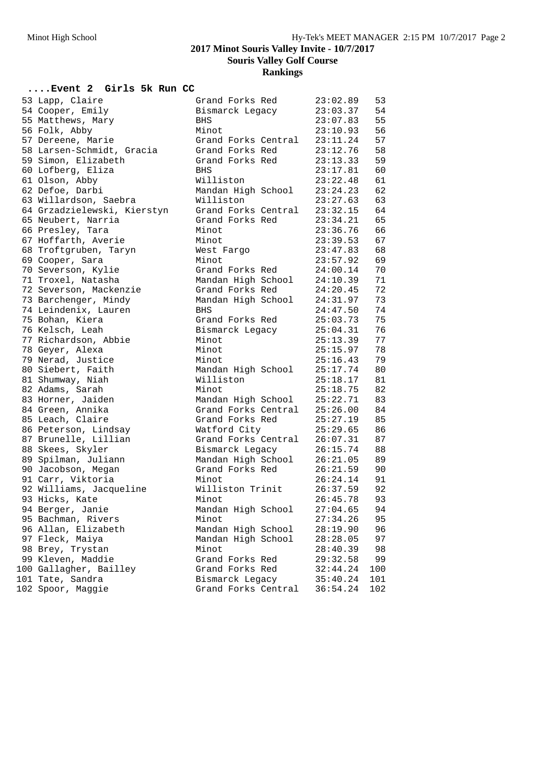## 2017 Minot Souris Valley Invite - 10/7/2017
### Souris Valley Golf Course
### Rankings

#### ....Event 2 Girls 5k Run CC

| Place | Name | Team | Time | Points |
|---|---|---|---|---|
| 53 | Lapp, Claire | Grand Forks Red | 23:02.89 | 53 |
| 54 | Cooper, Emily | Bismarck Legacy | 23:03.37 | 54 |
| 55 | Matthews, Mary | BHS | 23:07.83 | 55 |
| 56 | Folk, Abby | Minot | 23:10.93 | 56 |
| 57 | Dereene, Marie | Grand Forks Central | 23:11.24 | 57 |
| 58 | Larsen-Schmidt, Gracia | Grand Forks Red | 23:12.76 | 58 |
| 59 | Simon, Elizabeth | Grand Forks Red | 23:13.33 | 59 |
| 60 | Lofberg, Eliza | BHS | 23:17.81 | 60 |
| 61 | Olson, Abby | Williston | 23:22.48 | 61 |
| 62 | Defoe, Darbi | Mandan High School | 23:24.23 | 62 |
| 63 | Willardson, Saebra | Williston | 23:27.63 | 63 |
| 64 | Grzadzielewski, Kierstyn | Grand Forks Central | 23:32.15 | 64 |
| 65 | Neubert, Narria | Grand Forks Red | 23:34.21 | 65 |
| 66 | Presley, Tara | Minot | 23:36.76 | 66 |
| 67 | Hoffarth, Averie | Minot | 23:39.53 | 67 |
| 68 | Troftgruben, Taryn | West Fargo | 23:47.83 | 68 |
| 69 | Cooper, Sara | Minot | 23:57.92 | 69 |
| 70 | Severson, Kylie | Grand Forks Red | 24:00.14 | 70 |
| 71 | Troxel, Natasha | Mandan High School | 24:10.39 | 71 |
| 72 | Severson, Mackenzie | Grand Forks Red | 24:20.45 | 72 |
| 73 | Barchenger, Mindy | Mandan High School | 24:31.97 | 73 |
| 74 | Leindenix, Lauren | BHS | 24:47.50 | 74 |
| 75 | Bohan, Kiera | Grand Forks Red | 25:03.73 | 75 |
| 76 | Kelsch, Leah | Bismarck Legacy | 25:04.31 | 76 |
| 77 | Richardson, Abbie | Minot | 25:13.39 | 77 |
| 78 | Geyer, Alexa | Minot | 25:15.97 | 78 |
| 79 | Nerad, Justice | Minot | 25:16.43 | 79 |
| 80 | Siebert, Faith | Mandan High School | 25:17.74 | 80 |
| 81 | Shumway, Niah | Williston | 25:18.17 | 81 |
| 82 | Adams, Sarah | Minot | 25:18.75 | 82 |
| 83 | Horner, Jaiden | Mandan High School | 25:22.71 | 83 |
| 84 | Green, Annika | Grand Forks Central | 25:26.00 | 84 |
| 85 | Leach, Claire | Grand Forks Red | 25:27.19 | 85 |
| 86 | Peterson, Lindsay | Watford City | 25:29.65 | 86 |
| 87 | Brunelle, Lillian | Grand Forks Central | 26:07.31 | 87 |
| 88 | Skees, Skyler | Bismarck Legacy | 26:15.74 | 88 |
| 89 | Spilman, Juliann | Mandan High School | 26:21.05 | 89 |
| 90 | Jacobson, Megan | Grand Forks Red | 26:21.59 | 90 |
| 91 | Carr, Viktoria | Minot | 26:24.14 | 91 |
| 92 | Williams, Jacqueline | Williston Trinit | 26:37.59 | 92 |
| 93 | Hicks, Kate | Minot | 26:45.78 | 93 |
| 94 | Berger, Janie | Mandan High School | 27:04.65 | 94 |
| 95 | Bachman, Rivers | Minot | 27:34.26 | 95 |
| 96 | Allan, Elizabeth | Mandan High School | 28:19.90 | 96 |
| 97 | Fleck, Maiya | Mandan High School | 28:28.05 | 97 |
| 98 | Brey, Trystan | Minot | 28:40.39 | 98 |
| 99 | Kleven, Maddie | Grand Forks Red | 29:32.58 | 99 |
| 100 | Gallagher, Bailley | Grand Forks Red | 32:44.24 | 100 |
| 101 | Tate, Sandra | Bismarck Legacy | 35:40.24 | 101 |
| 102 | Spoor, Maggie | Grand Forks Central | 36:54.24 | 102 |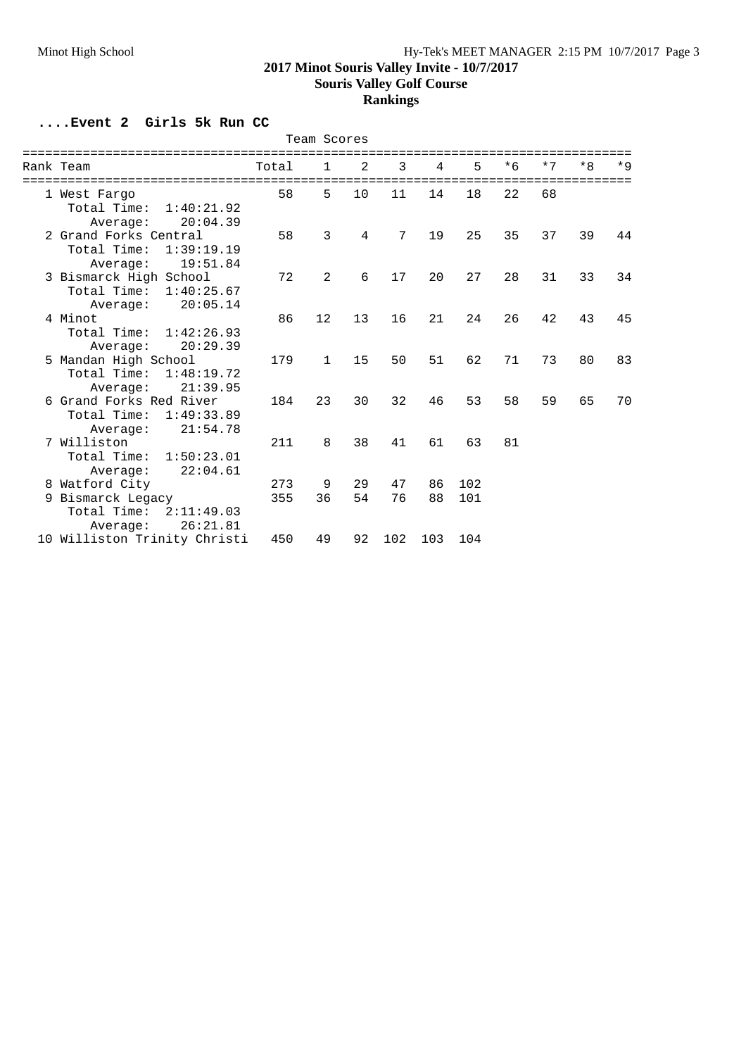# 2017 Minot Souris Valley Invite - 10/7/2017

## Souris Valley Golf Course

## Rankings

### ....Event 2 Girls 5k Run CC

Team Scores

| Rank | Team | Total | 1 | 2 | 3 | 4 | 5 | *6 | *7 | *8 | *9 |
|---|---|---|---|---|---|---|---|---|---|---|---|
| 1 | West Fargo | 58 | 5 | 10 | 11 | 14 | 18 | 22 | 68 | | |
| | Total Time: 1:40:21.92 | | | | | | | | | | |
| | Average: 20:04.39 | | | | | | | | | | |
| 2 | Grand Forks Central | 58 | 3 | 4 | 7 | 19 | 25 | 35 | 37 | 39 | 44 |
| | Total Time: 1:39:19.19 | | | | | | | | | | |
| | Average: 19:51.84 | | | | | | | | | | |
| 3 | Bismarck High School | 72 | 2 | 6 | 17 | 20 | 27 | 28 | 31 | 33 | 34 |
| | Total Time: 1:40:25.67 | | | | | | | | | | |
| | Average: 20:05.14 | | | | | | | | | | |
| 4 | Minot | 86 | 12 | 13 | 16 | 21 | 24 | 26 | 42 | 43 | 45 |
| | Total Time: 1:42:26.93 | | | | | | | | | | |
| | Average: 20:29.39 | | | | | | | | | | |
| 5 | Mandan High School | 179 | 1 | 15 | 50 | 51 | 62 | 71 | 73 | 80 | 83 |
| | Total Time: 1:48:19.72 | | | | | | | | | | |
| | Average: 21:39.95 | | | | | | | | | | |
| 6 | Grand Forks Red River | 184 | 23 | 30 | 32 | 46 | 53 | 58 | 59 | 65 | 70 |
| | Total Time: 1:49:33.89 | | | | | | | | | | |
| | Average: 21:54.78 | | | | | | | | | | |
| 7 | Williston | 211 | 8 | 38 | 41 | 61 | 63 | 81 | | | |
| | Total Time: 1:50:23.01 | | | | | | | | | | |
| | Average: 22:04.61 | | | | | | | | | | |
| 8 | Watford City | 273 | 9 | 29 | 47 | 86 | 102 | | | | |
| 9 | Bismarck Legacy | 355 | 36 | 54 | 76 | 88 | 101 | | | | |
| | Total Time: 2:11:49.03 | | | | | | | | | | |
| | Average: 26:21.81 | | | | | | | | | | |
| 10 | Williston Trinity Christi | 450 | 49 | 92 | 102 | 103 | 104 | | | | |